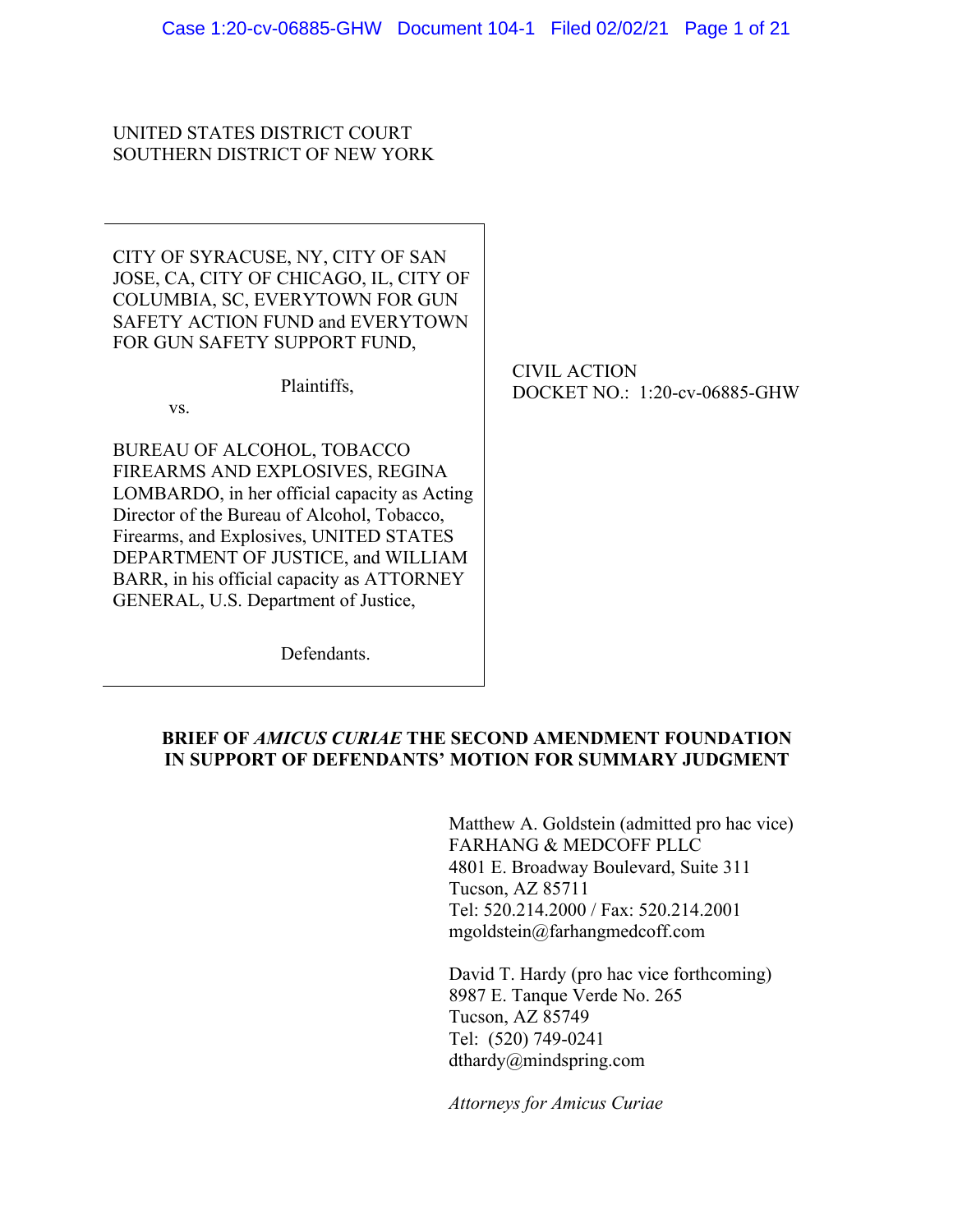UNITED STATES DISTRICT COURT
SOUTHERN DISTRICT OF NEW YORK

| | |
|---|---|
| CITY OF SYRACUSE, NY, CITY OF SAN JOSE, CA, CITY OF CHICAGO, IL, CITY OF COLUMBIA, SC, EVERYTOWN FOR GUN SAFETY ACTION FUND and EVERYTOWN FOR GUN SAFETY SUPPORT FUND,<br><br>Plaintiffs,<br><br>vs.<br><br>BUREAU OF ALCOHOL, TOBACCO FIREARMS AND EXPLOSIVES, REGINA LOMBARDO, in her official capacity as Acting Director of the Bureau of Alcohol, Tobacco, Firearms, and Explosives, UNITED STATES DEPARTMENT OF JUSTICE, and WILLIAM BARR, in his official capacity as ATTORNEY GENERAL, U.S. Department of Justice,<br><br>Defendants. | CIVIL ACTION<br>DOCKET NO.: 1:20-cv-06885-GHW |

**BRIEF OF *AMICUS CURIAE* THE SECOND AMENDMENT FOUNDATION IN SUPPORT OF DEFENDANTS' MOTION FOR SUMMARY JUDGMENT**

Matthew A. Goldstein (admitted pro hac vice)
FARHANG & MEDCOFF PLLC
4801 E. Broadway Boulevard, Suite 311
Tucson, AZ 85711
Tel: 520.214.2000 / Fax: 520.214.2001
mgoldstein@farhangmedcoff.com

David T. Hardy (pro hac vice forthcoming)
8987 E. Tanque Verde No. 265
Tucson, AZ 85749
Tel: (520) 749-0241
dthardy@mindspring.com

*Attorneys for Amicus Curiae*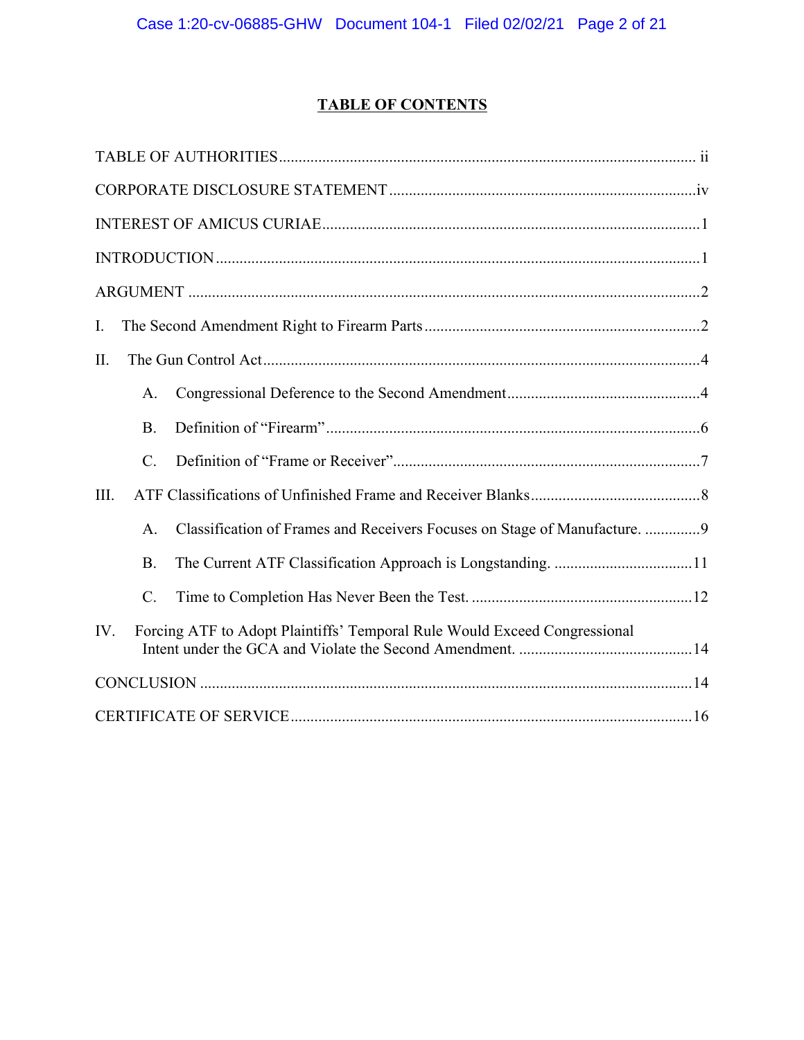# TABLE OF CONTENTS

TABLE OF AUTHORITIES ........................................................................................................ ii

CORPORATE DISCLOSURE STATEMENT .............................................................................iv

INTEREST OF AMICUS CURIAE ...............................................................................................1

INTRODUCTION ..........................................................................................................................1

ARGUMENT .................................................................................................................................2

I. The Second Amendment Right to Firearm Parts ......................................................................2

II. The Gun Control Act ..............................................................................................................4

   A. Congressional Deference to the Second Amendment .................................................4

   B. Definition of "Firearm" ..............................................................................................6

   C. Definition of "Frame or Receiver" .............................................................................7

III. ATF Classifications of Unfinished Frame and Receiver Blanks ...........................................8

   A. Classification of Frames and Receivers Focuses on Stage of Manufacture. ..............9

   B. The Current ATF Classification Approach is Longstanding. ...................................11

   C. Time to Completion Has Never Been the Test. ........................................................12

IV. Forcing ATF to Adopt Plaintiffs' Temporal Rule Would Exceed Congressional Intent under the GCA and Violate the Second Amendment. ............................................14

CONCLUSION ............................................................................................................................14

CERTIFICATE OF SERVICE .....................................................................................................16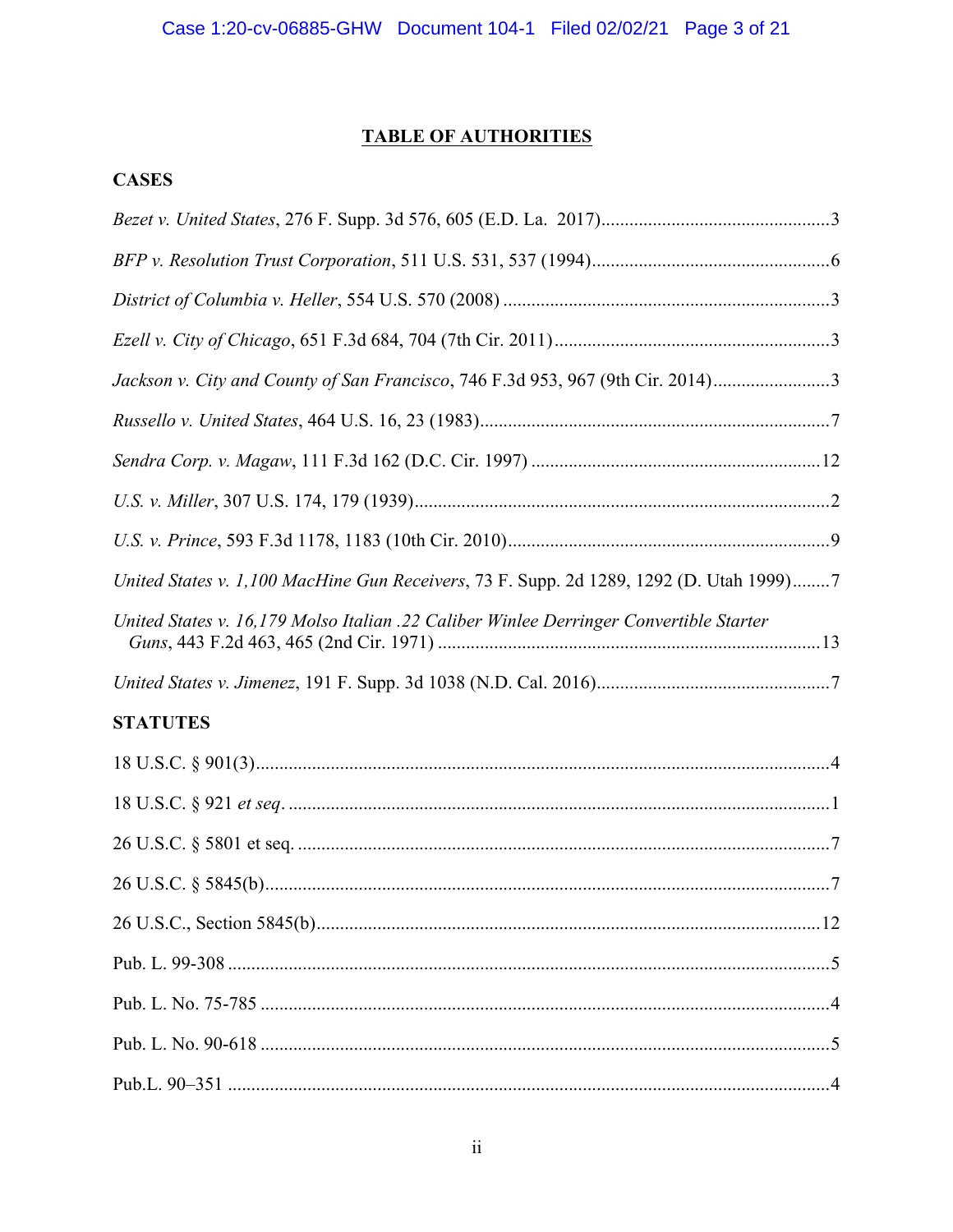## TABLE OF AUTHORITIES

### CASES

*Bezet v. United States*, 276 F. Supp. 3d 576, 605 (E.D. La. 2017)....................3

*BFP v. Resolution Trust Corporation*, 511 U.S. 531, 537 (1994)....................6

*District of Columbia v. Heller*, 554 U.S. 570 (2008)....................3

*Ezell v. City of Chicago*, 651 F.3d 684, 704 (7th Cir. 2011)....................3

*Jackson v. City and County of San Francisco*, 746 F.3d 953, 967 (9th Cir. 2014)....................3

*Russello v. United States*, 464 U.S. 16, 23 (1983)....................7

*Sendra Corp. v. Magaw*, 111 F.3d 162 (D.C. Cir. 1997)....................12

*U.S. v. Miller*, 307 U.S. 174, 179 (1939)....................2

*U.S. v. Prince*, 593 F.3d 1178, 1183 (10th Cir. 2010)....................9

*United States v. 1,100 MacHine Gun Receivers*, 73 F. Supp. 2d 1289, 1292 (D. Utah 1999)....................7

*United States v. 16,179 Molso Italian .22 Caliber Winlee Derringer Convertible Starter Guns*, 443 F.2d 463, 465 (2nd Cir. 1971)....................13

*United States v. Jimenez*, 191 F. Supp. 3d 1038 (N.D. Cal. 2016)....................7

### STATUTES

18 U.S.C. § 901(3)....................4

18 U.S.C. § 921 *et seq*.....................1

26 U.S.C. § 5801 et seq.....................7

26 U.S.C. § 5845(b)....................7

26 U.S.C., Section 5845(b)....................12

Pub. L. 99-308....................5

Pub. L. No. 75-785....................4

Pub. L. No. 90-618....................5

Pub.L. 90–351....................4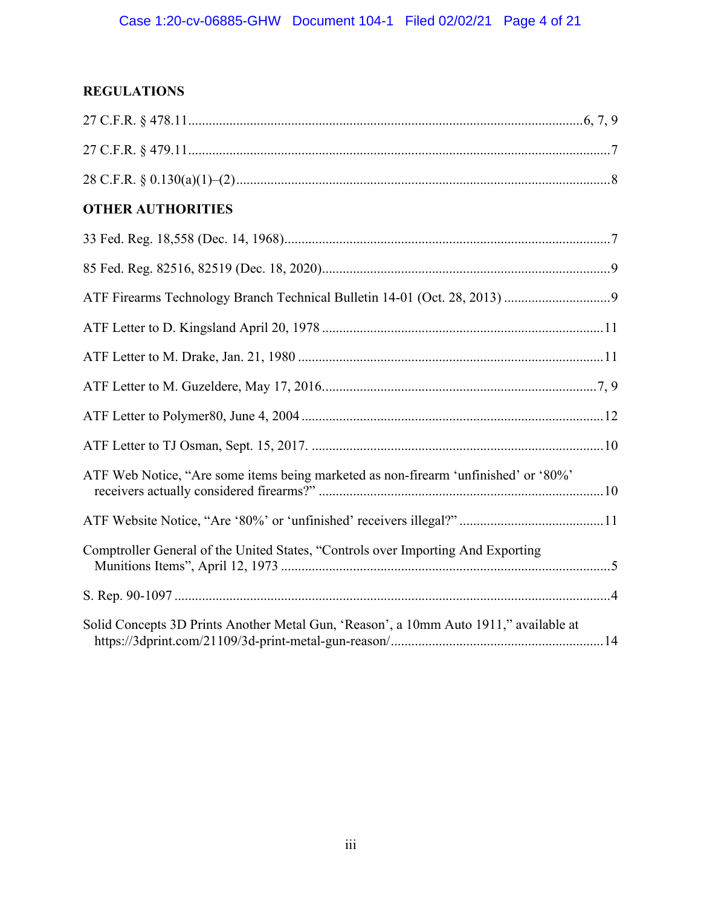## REGULATIONS

27 C.F.R. § 478.11 .................................................................................................................. 6, 7, 9

27 C.F.R. § 479.11 .......................................................................................................................... 7

28 C.F.R. § 0.130(a)(1)–(2) ............................................................................................................ 8

## OTHER AUTHORITIES

33 Fed. Reg. 18,558 (Dec. 14, 1968) .............................................................................................. 7

85 Fed. Reg. 82516, 82519 (Dec. 18, 2020) ................................................................................... 9

ATF Firearms Technology Branch Technical Bulletin 14-01 (Oct. 28, 2013) ............................... 9

ATF Letter to D. Kingsland April 20, 1978 ................................................................................. 11

ATF Letter to M. Drake, Jan. 21, 1980 ........................................................................................ 11

ATF Letter to M. Guzeldere, May 17, 2016 ............................................................................... 7, 9

ATF Letter to Polymer80, June 4, 2004 ....................................................................................... 12

ATF Letter to TJ Osman, Sept. 15, 2017. .................................................................................... 10

ATF Web Notice, "Are some items being marketed as non-firearm 'unfinished' or '80%' receivers actually considered firearms?" .................................................................................. 10

ATF Website Notice, "Are '80%' or 'unfinished' receivers illegal?" ......................................... 11

Comptroller General of the United States, "Controls over Importing And Exporting Munitions Items", April 12, 1973 ............................................................................................... 5

S. Rep. 90-1097 .............................................................................................................................. 4

Solid Concepts 3D Prints Another Metal Gun, 'Reason', a 10mm Auto 1911," available at https://3dprint.com/21109/3d-print-metal-gun-reason/ ............................................................. 14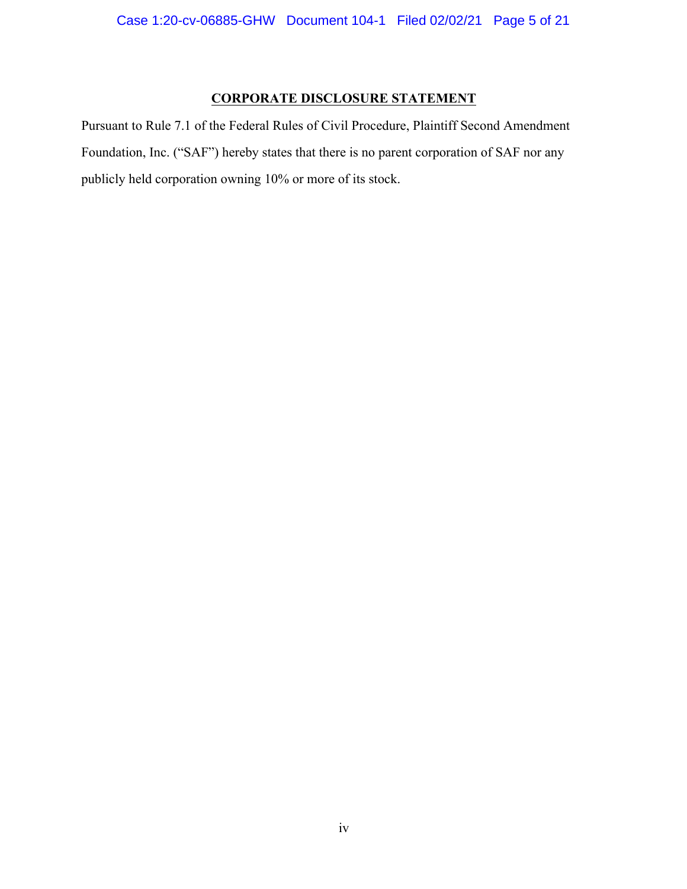# CORPORATE DISCLOSURE STATEMENT

Pursuant to Rule 7.1 of the Federal Rules of Civil Procedure, Plaintiff Second Amendment Foundation, Inc. ("SAF") hereby states that there is no parent corporation of SAF nor any publicly held corporation owning 10% or more of its stock.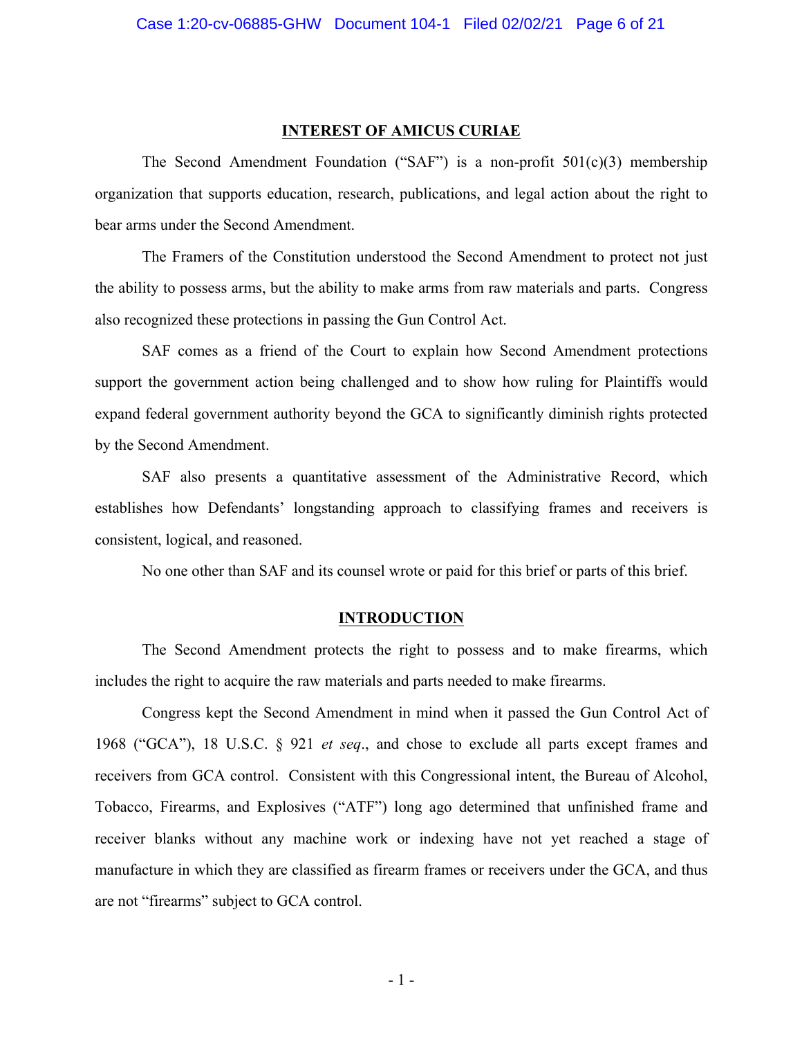## INTEREST OF AMICUS CURIAE

The Second Amendment Foundation ("SAF") is a non-profit 501(c)(3) membership organization that supports education, research, publications, and legal action about the right to bear arms under the Second Amendment.

The Framers of the Constitution understood the Second Amendment to protect not just the ability to possess arms, but the ability to make arms from raw materials and parts. Congress also recognized these protections in passing the Gun Control Act.

SAF comes as a friend of the Court to explain how Second Amendment protections support the government action being challenged and to show how ruling for Plaintiffs would expand federal government authority beyond the GCA to significantly diminish rights protected by the Second Amendment.

SAF also presents a quantitative assessment of the Administrative Record, which establishes how Defendants' longstanding approach to classifying frames and receivers is consistent, logical, and reasoned.

No one other than SAF and its counsel wrote or paid for this brief or parts of this brief.

## INTRODUCTION

The Second Amendment protects the right to possess and to make firearms, which includes the right to acquire the raw materials and parts needed to make firearms.

Congress kept the Second Amendment in mind when it passed the Gun Control Act of 1968 ("GCA"), 18 U.S.C. § 921 *et seq*., and chose to exclude all parts except frames and receivers from GCA control. Consistent with this Congressional intent, the Bureau of Alcohol, Tobacco, Firearms, and Explosives ("ATF") long ago determined that unfinished frame and receiver blanks without any machine work or indexing have not yet reached a stage of manufacture in which they are classified as firearm frames or receivers under the GCA, and thus are not "firearms" subject to GCA control.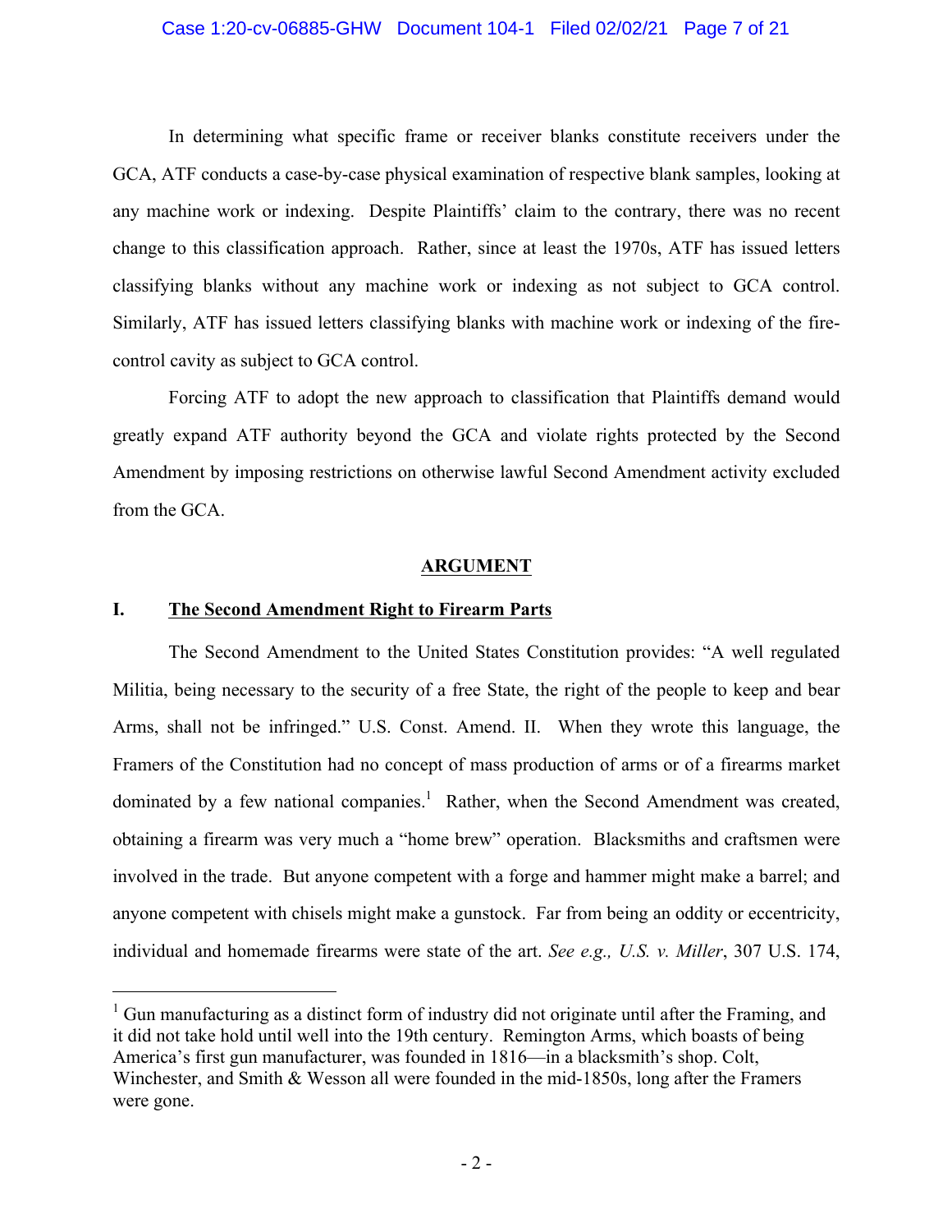In determining what specific frame or receiver blanks constitute receivers under the GCA, ATF conducts a case-by-case physical examination of respective blank samples, looking at any machine work or indexing. Despite Plaintiffs' claim to the contrary, there was no recent change to this classification approach. Rather, since at least the 1970s, ATF has issued letters classifying blanks without any machine work or indexing as not subject to GCA control. Similarly, ATF has issued letters classifying blanks with machine work or indexing of the fire-control cavity as subject to GCA control.

Forcing ATF to adopt the new approach to classification that Plaintiffs demand would greatly expand ATF authority beyond the GCA and violate rights protected by the Second Amendment by imposing restrictions on otherwise lawful Second Amendment activity excluded from the GCA.

## ARGUMENT

### I. The Second Amendment Right to Firearm Parts

The Second Amendment to the United States Constitution provides: "A well regulated Militia, being necessary to the security of a free State, the right of the people to keep and bear Arms, shall not be infringed." U.S. Const. Amend. II. When they wrote this language, the Framers of the Constitution had no concept of mass production of arms or of a firearms market dominated by a few national companies.[1] Rather, when the Second Amendment was created, obtaining a firearm was very much a "home brew" operation. Blacksmiths and craftsmen were involved in the trade. But anyone competent with a forge and hammer might make a barrel; and anyone competent with chisels might make a gunstock. Far from being an oddity or eccentricity, individual and homemade firearms were state of the art. *See e.g., U.S. v. Miller*, 307 U.S. 174,

[1] Gun manufacturing as a distinct form of industry did not originate until after the Framing, and it did not take hold until well into the 19th century. Remington Arms, which boasts of being America's first gun manufacturer, was founded in 1816—in a blacksmith's shop. Colt, Winchester, and Smith & Wesson all were founded in the mid-1850s, long after the Framers were gone.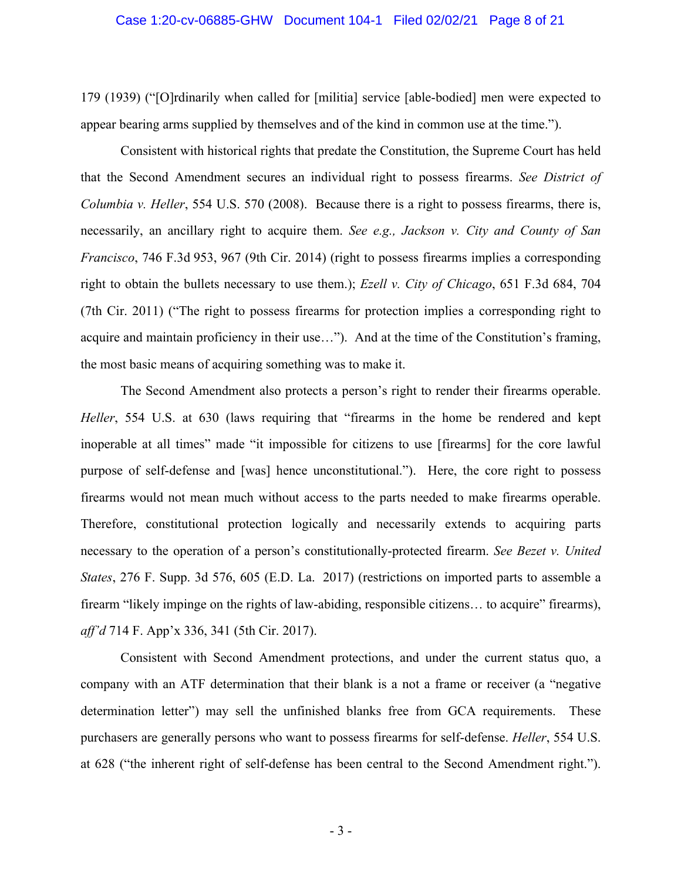179 (1939) ("[O]rdinarily when called for [militia] service [able-bodied] men were expected to appear bearing arms supplied by themselves and of the kind in common use at the time.").

Consistent with historical rights that predate the Constitution, the Supreme Court has held that the Second Amendment secures an individual right to possess firearms. *See District of Columbia v. Heller*, 554 U.S. 570 (2008). Because there is a right to possess firearms, there is, necessarily, an ancillary right to acquire them. *See e.g., Jackson v. City and County of San Francisco*, 746 F.3d 953, 967 (9th Cir. 2014) (right to possess firearms implies a corresponding right to obtain the bullets necessary to use them.); *Ezell v. City of Chicago*, 651 F.3d 684, 704 (7th Cir. 2011) ("The right to possess firearms for protection implies a corresponding right to acquire and maintain proficiency in their use…"). And at the time of the Constitution's framing, the most basic means of acquiring something was to make it.

The Second Amendment also protects a person's right to render their firearms operable. *Heller*, 554 U.S. at 630 (laws requiring that "firearms in the home be rendered and kept inoperable at all times" made "it impossible for citizens to use [firearms] for the core lawful purpose of self-defense and [was] hence unconstitutional."). Here, the core right to possess firearms would not mean much without access to the parts needed to make firearms operable. Therefore, constitutional protection logically and necessarily extends to acquiring parts necessary to the operation of a person's constitutionally-protected firearm. *See Bezet v. United States*, 276 F. Supp. 3d 576, 605 (E.D. La. 2017) (restrictions on imported parts to assemble a firearm "likely impinge on the rights of law-abiding, responsible citizens… to acquire" firearms), *aff'd* 714 F. App'x 336, 341 (5th Cir. 2017).

Consistent with Second Amendment protections, and under the current status quo, a company with an ATF determination that their blank is a not a frame or receiver (a "negative determination letter") may sell the unfinished blanks free from GCA requirements. These purchasers are generally persons who want to possess firearms for self-defense. *Heller*, 554 U.S. at 628 ("the inherent right of self-defense has been central to the Second Amendment right.").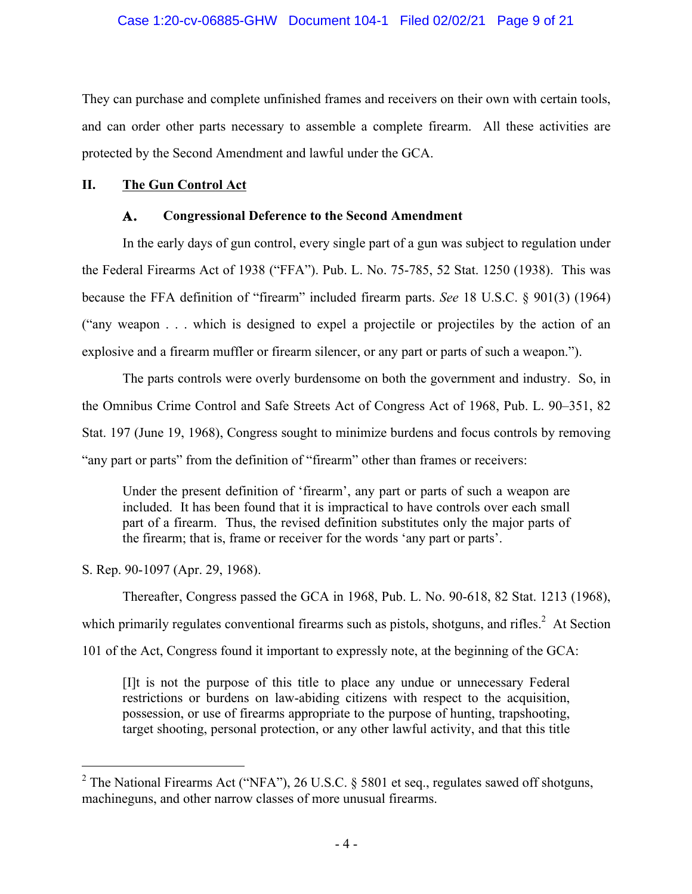They can purchase and complete unfinished frames and receivers on their own with certain tools, and can order other parts necessary to assemble a complete firearm. All these activities are protected by the Second Amendment and lawful under the GCA.

## II. <u>The Gun Control Act</u>

### A. Congressional Deference to the Second Amendment

In the early days of gun control, every single part of a gun was subject to regulation under the Federal Firearms Act of 1938 ("FFA"). Pub. L. No. 75-785, 52 Stat. 1250 (1938). This was because the FFA definition of "firearm" included firearm parts. *See* 18 U.S.C. § 901(3) (1964) ("any weapon . . . which is designed to expel a projectile or projectiles by the action of an explosive and a firearm muffler or firearm silencer, or any part or parts of such a weapon.").

The parts controls were overly burdensome on both the government and industry. So, in the Omnibus Crime Control and Safe Streets Act of Congress Act of 1968, Pub. L. 90–351, 82 Stat. 197 (June 19, 1968), Congress sought to minimize burdens and focus controls by removing "any part or parts" from the definition of "firearm" other than frames or receivers:

> Under the present definition of 'firearm', any part or parts of such a weapon are included. It has been found that it is impractical to have controls over each small part of a firearm. Thus, the revised definition substitutes only the major parts of the firearm; that is, frame or receiver for the words 'any part or parts'.

S. Rep. 90-1097 (Apr. 29, 1968).

Thereafter, Congress passed the GCA in 1968, Pub. L. No. 90-618, 82 Stat. 1213 (1968), which primarily regulates conventional firearms such as pistols, shotguns, and rifles.[2] At Section 101 of the Act, Congress found it important to expressly note, at the beginning of the GCA:

> [I]t is not the purpose of this title to place any undue or unnecessary Federal restrictions or burdens on law-abiding citizens with respect to the acquisition, possession, or use of firearms appropriate to the purpose of hunting, trapshooting, target shooting, personal protection, or any other lawful activity, and that this title

---

[2] The National Firearms Act ("NFA"), 26 U.S.C. § 5801 et seq., regulates sawed off shotguns, machineguns, and other narrow classes of more unusual firearms.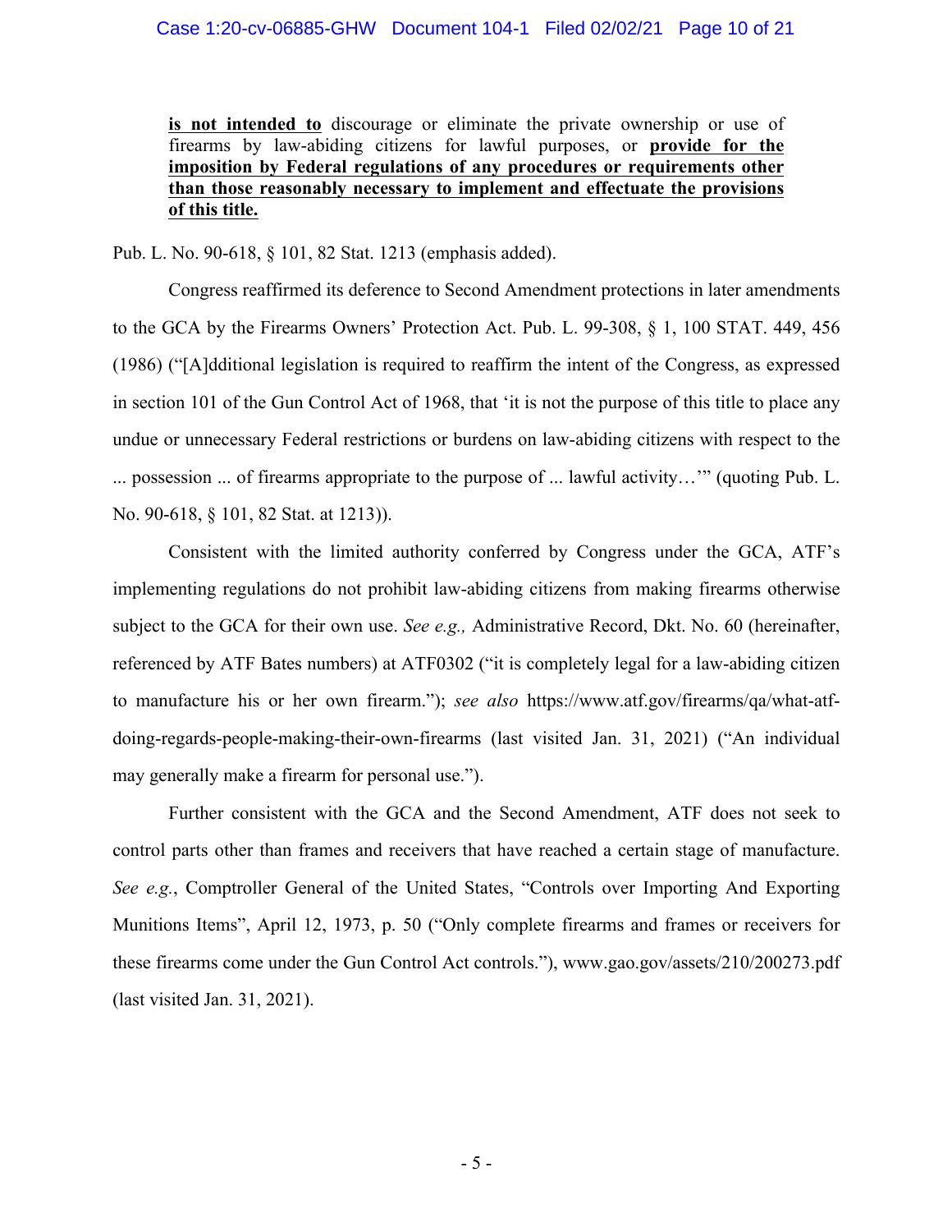> **is not intended to** discourage or eliminate the private ownership or use of firearms by law-abiding citizens for lawful purposes, or **provide for the imposition by Federal regulations of any procedures or requirements other than those reasonably necessary to implement and effectuate the provisions of this title.**

Pub. L. No. 90-618, § 101, 82 Stat. 1213 (emphasis added).

Congress reaffirmed its deference to Second Amendment protections in later amendments to the GCA by the Firearms Owners' Protection Act. Pub. L. 99-308, § 1, 100 STAT. 449, 456 (1986) ("[A]dditional legislation is required to reaffirm the intent of the Congress, as expressed in section 101 of the Gun Control Act of 1968, that 'it is not the purpose of this title to place any undue or unnecessary Federal restrictions or burdens on law-abiding citizens with respect to the ... possession ... of firearms appropriate to the purpose of ... lawful activity…'" (quoting Pub. L. No. 90-618, § 101, 82 Stat. at 1213)).

Consistent with the limited authority conferred by Congress under the GCA, ATF's implementing regulations do not prohibit law-abiding citizens from making firearms otherwise subject to the GCA for their own use. *See e.g.,* Administrative Record, Dkt. No. 60 (hereinafter, referenced by ATF Bates numbers) at ATF0302 ("it is completely legal for a law-abiding citizen to manufacture his or her own firearm."); *see also* https://www.atf.gov/firearms/qa/what-atf-doing-regards-people-making-their-own-firearms (last visited Jan. 31, 2021) ("An individual may generally make a firearm for personal use.").

Further consistent with the GCA and the Second Amendment, ATF does not seek to control parts other than frames and receivers that have reached a certain stage of manufacture. *See e.g.*, Comptroller General of the United States, "Controls over Importing And Exporting Munitions Items", April 12, 1973, p. 50 ("Only complete firearms and frames or receivers for these firearms come under the Gun Control Act controls."), www.gao.gov/assets/210/200273.pdf (last visited Jan. 31, 2021).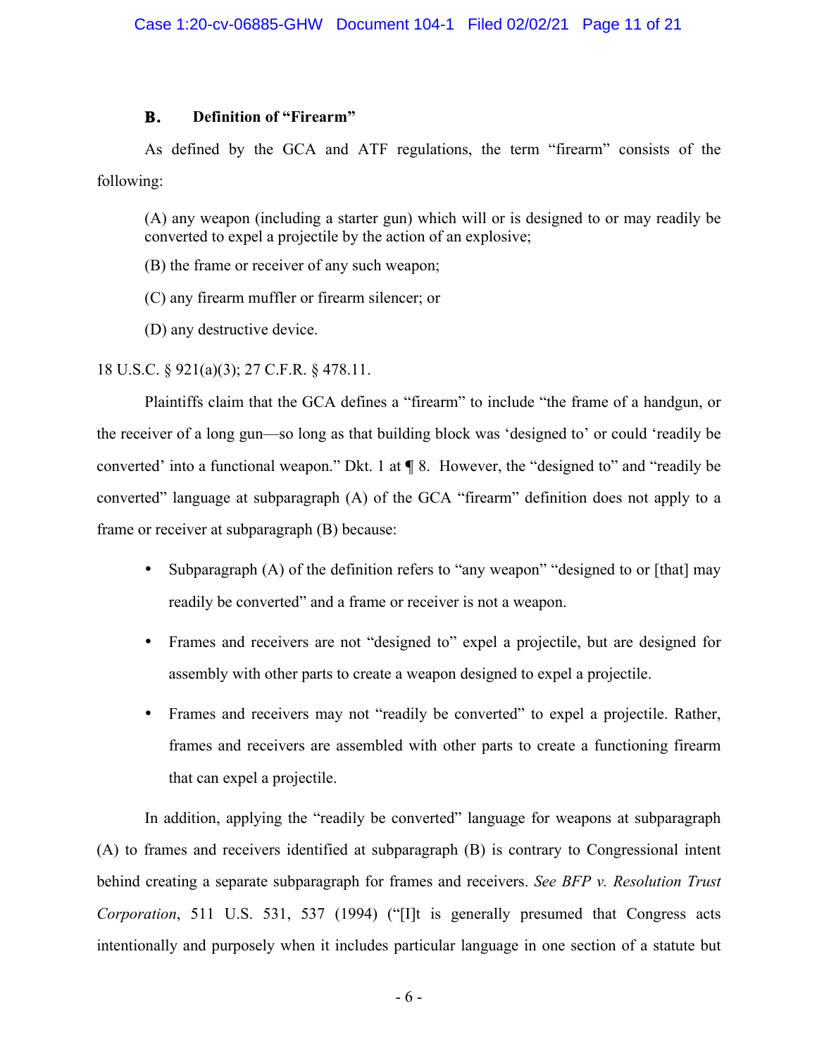### B. Definition of "Firearm"

As defined by the GCA and ATF regulations, the term "firearm" consists of the following:

> (A) any weapon (including a starter gun) which will or is designed to or may readily be converted to expel a projectile by the action of an explosive;
>
> (B) the frame or receiver of any such weapon;
>
> (C) any firearm muffler or firearm silencer; or
>
> (D) any destructive device.

18 U.S.C. § 921(a)(3); 27 C.F.R. § 478.11.

Plaintiffs claim that the GCA defines a "firearm" to include "the frame of a handgun, or the receiver of a long gun—so long as that building block was 'designed to' or could 'readily be converted' into a functional weapon." Dkt. 1 at ¶ 8. However, the "designed to" and "readily be converted" language at subparagraph (A) of the GCA "firearm" definition does not apply to a frame or receiver at subparagraph (B) because:

- Subparagraph (A) of the definition refers to "any weapon" "designed to or [that] may readily be converted" and a frame or receiver is not a weapon.
- Frames and receivers are not "designed to" expel a projectile, but are designed for assembly with other parts to create a weapon designed to expel a projectile.
- Frames and receivers may not "readily be converted" to expel a projectile. Rather, frames and receivers are assembled with other parts to create a functioning firearm that can expel a projectile.

In addition, applying the "readily be converted" language for weapons at subparagraph (A) to frames and receivers identified at subparagraph (B) is contrary to Congressional intent behind creating a separate subparagraph for frames and receivers. *See BFP v. Resolution Trust Corporation*, 511 U.S. 531, 537 (1994) ("[I]t is generally presumed that Congress acts intentionally and purposely when it includes particular language in one section of a statute but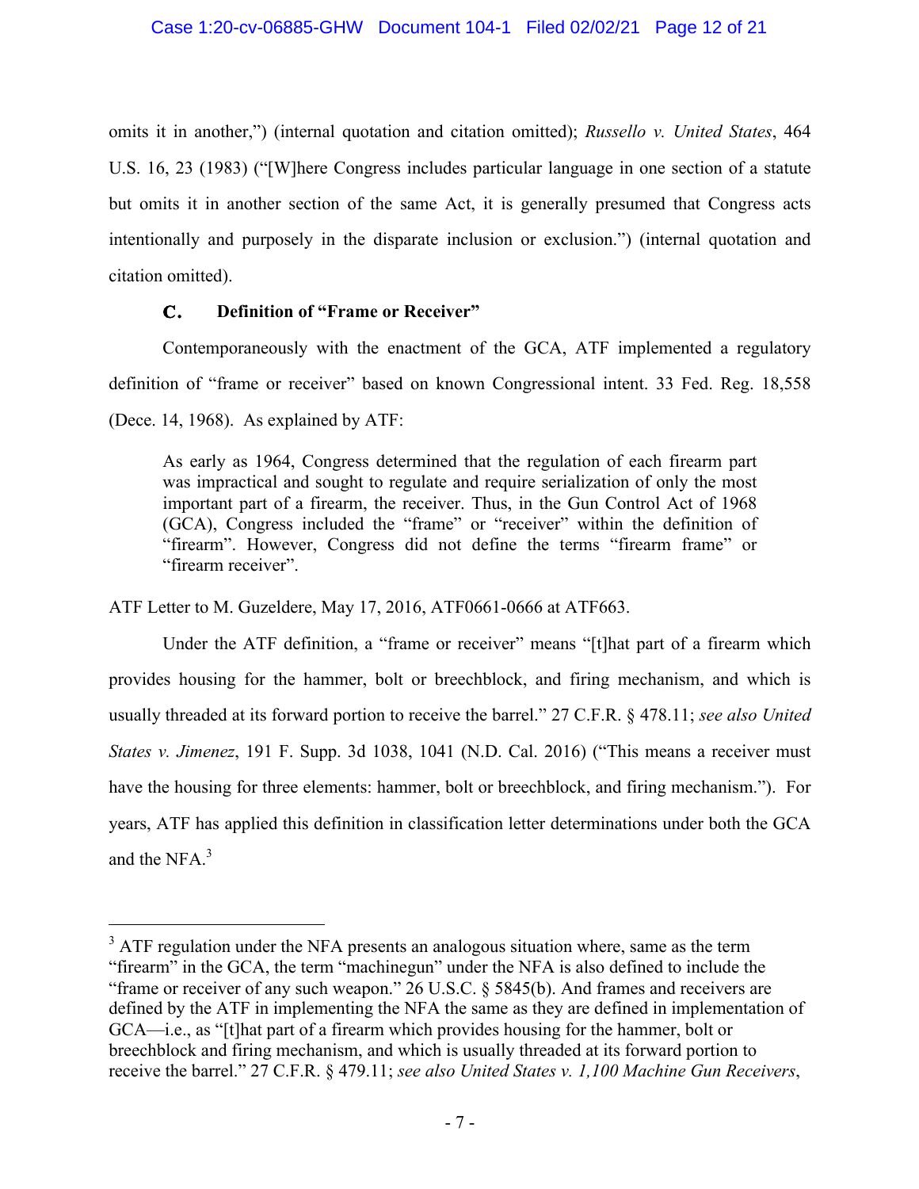omits it in another,") (internal quotation and citation omitted); *Russello v. United States*, 464 U.S. 16, 23 (1983) ("[W]here Congress includes particular language in one section of a statute but omits it in another section of the same Act, it is generally presumed that Congress acts intentionally and purposely in the disparate inclusion or exclusion.") (internal quotation and citation omitted).

### C. Definition of "Frame or Receiver"

Contemporaneously with the enactment of the GCA, ATF implemented a regulatory definition of "frame or receiver" based on known Congressional intent. 33 Fed. Reg. 18,558 (Dece. 14, 1968). As explained by ATF:

> As early as 1964, Congress determined that the regulation of each firearm part was impractical and sought to regulate and require serialization of only the most important part of a firearm, the receiver. Thus, in the Gun Control Act of 1968 (GCA), Congress included the "frame" or "receiver" within the definition of "firearm". However, Congress did not define the terms "firearm frame" or "firearm receiver".

ATF Letter to M. Guzeldere, May 17, 2016, ATF0661-0666 at ATF663.

Under the ATF definition, a "frame or receiver" means "[t]hat part of a firearm which provides housing for the hammer, bolt or breechblock, and firing mechanism, and which is usually threaded at its forward portion to receive the barrel." 27 C.F.R. § 478.11; *see also United States v. Jimenez*, 191 F. Supp. 3d 1038, 1041 (N.D. Cal. 2016) ("This means a receiver must have the housing for three elements: hammer, bolt or breechblock, and firing mechanism."). For years, ATF has applied this definition in classification letter determinations under both the GCA and the NFA.[3]

---

[3] ATF regulation under the NFA presents an analogous situation where, same as the term "firearm" in the GCA, the term "machinegun" under the NFA is also defined to include the "frame or receiver of any such weapon." 26 U.S.C. § 5845(b). And frames and receivers are defined by the ATF in implementing the NFA the same as they are defined in implementation of GCA—i.e., as "[t]hat part of a firearm which provides housing for the hammer, bolt or breechblock and firing mechanism, and which is usually threaded at its forward portion to receive the barrel." 27 C.F.R. § 479.11; *see also United States v. 1,100 Machine Gun Receivers*,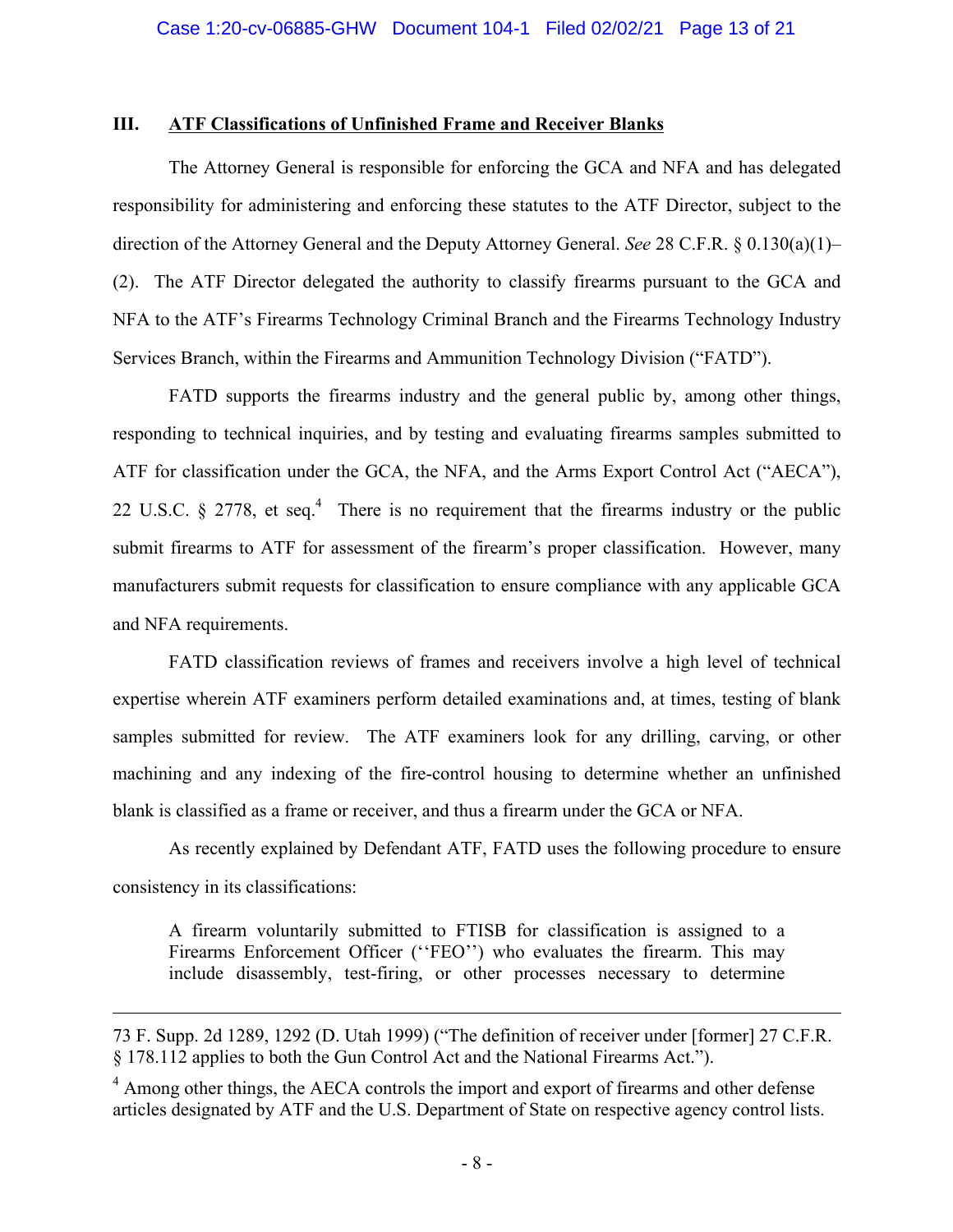### III. ATF Classifications of Unfinished Frame and Receiver Blanks

The Attorney General is responsible for enforcing the GCA and NFA and has delegated responsibility for administering and enforcing these statutes to the ATF Director, subject to the direction of the Attorney General and the Deputy Attorney General. *See* 28 C.F.R. § 0.130(a)(1)–(2). The ATF Director delegated the authority to classify firearms pursuant to the GCA and NFA to the ATF's Firearms Technology Criminal Branch and the Firearms Technology Industry Services Branch, within the Firearms and Ammunition Technology Division ("FATD").

FATD supports the firearms industry and the general public by, among other things, responding to technical inquiries, and by testing and evaluating firearms samples submitted to ATF for classification under the GCA, the NFA, and the Arms Export Control Act ("AECA"), 22 U.S.C. § 2778, et seq.[4] There is no requirement that the firearms industry or the public submit firearms to ATF for assessment of the firearm's proper classification. However, many manufacturers submit requests for classification to ensure compliance with any applicable GCA and NFA requirements.

FATD classification reviews of frames and receivers involve a high level of technical expertise wherein ATF examiners perform detailed examinations and, at times, testing of blank samples submitted for review. The ATF examiners look for any drilling, carving, or other machining and any indexing of the fire-control housing to determine whether an unfinished blank is classified as a frame or receiver, and thus a firearm under the GCA or NFA.

As recently explained by Defendant ATF, FATD uses the following procedure to ensure consistency in its classifications:

> A firearm voluntarily submitted to FTISB for classification is assigned to a Firearms Enforcement Officer (''FEO'') who evaluates the firearm. This may include disassembly, test-firing, or other processes necessary to determine

---

73 F. Supp. 2d 1289, 1292 (D. Utah 1999) ("The definition of receiver under [former] 27 C.F.R. § 178.112 applies to both the Gun Control Act and the National Firearms Act.").

[4] Among other things, the AECA controls the import and export of firearms and other defense articles designated by ATF and the U.S. Department of State on respective agency control lists.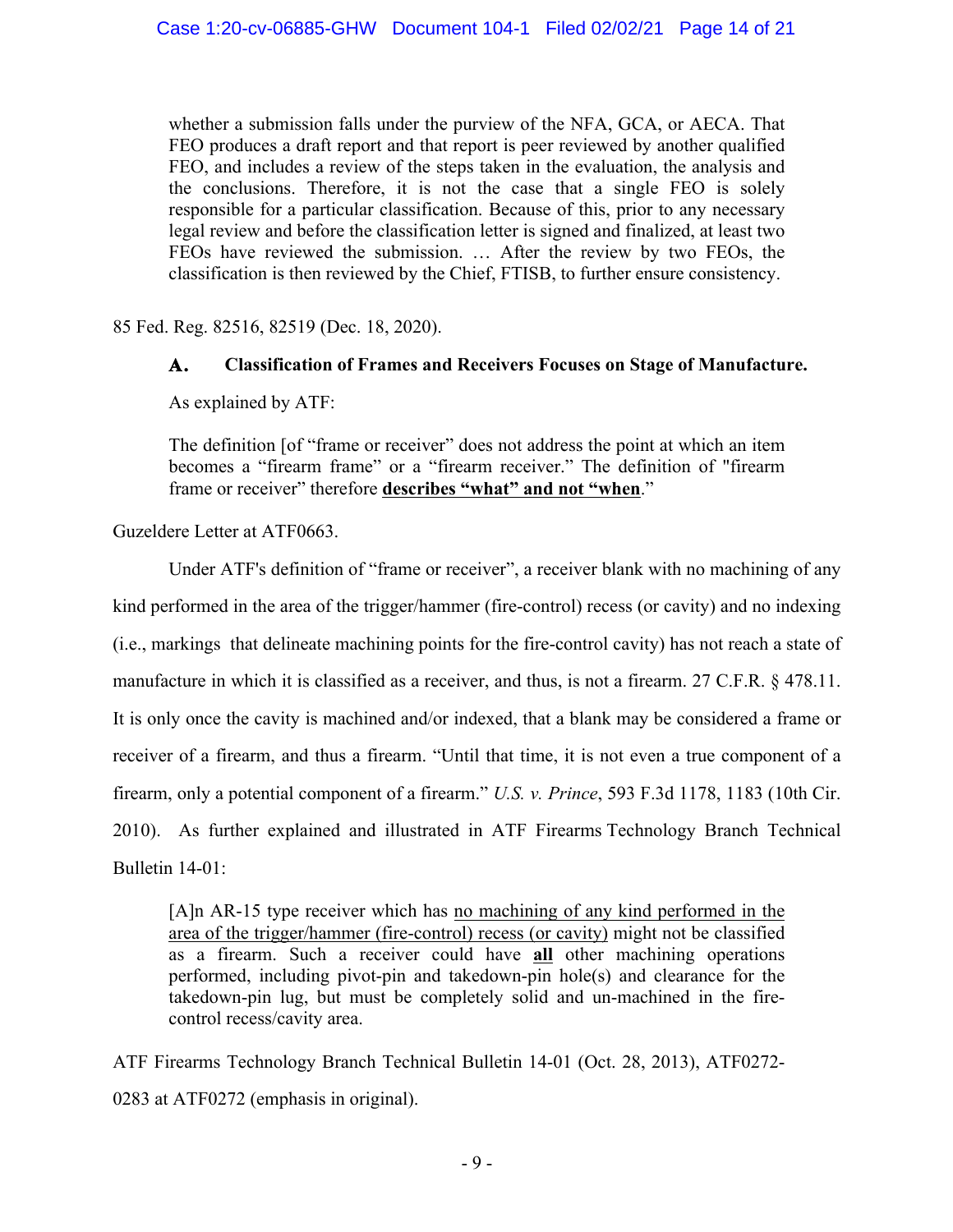> whether a submission falls under the purview of the NFA, GCA, or AECA. That FEO produces a draft report and that report is peer reviewed by another qualified FEO, and includes a review of the steps taken in the evaluation, the analysis and the conclusions. Therefore, it is not the case that a single FEO is solely responsible for a particular classification. Because of this, prior to any necessary legal review and before the classification letter is signed and finalized, at least two FEOs have reviewed the submission. … After the review by two FEOs, the classification is then reviewed by the Chief, FTISB, to further ensure consistency.

85 Fed. Reg. 82516, 82519 (Dec. 18, 2020).

### A. Classification of Frames and Receivers Focuses on Stage of Manufacture.

As explained by ATF:

> The definition [of "frame or receiver" does not address the point at which an item becomes a "firearm frame" or a "firearm receiver." The definition of "firearm frame or receiver" therefore **<u>describes "what" and not "when</u>**."

Guzeldere Letter at ATF0663.

Under ATF's definition of "frame or receiver", a receiver blank with no machining of any kind performed in the area of the trigger/hammer (fire-control) recess (or cavity) and no indexing (i.e., markings that delineate machining points for the fire-control cavity) has not reach a state of manufacture in which it is classified as a receiver, and thus, is not a firearm. 27 C.F.R. § 478.11. It is only once the cavity is machined and/or indexed, that a blank may be considered a frame or receiver of a firearm, and thus a firearm. "Until that time, it is not even a true component of a firearm, only a potential component of a firearm." *U.S. v. Prince*, 593 F.3d 1178, 1183 (10th Cir. 2010). As further explained and illustrated in ATF Firearms Technology Branch Technical Bulletin 14-01:

> [A]n AR-15 type receiver which has <u>no machining of any kind performed in the area of the trigger/hammer (fire-control) recess (or cavity)</u> might not be classified as a firearm. Such a receiver could have **<u>all</u>** other machining operations performed, including pivot-pin and takedown-pin hole(s) and clearance for the takedown-pin lug, but must be completely solid and un-machined in the fire-control recess/cavity area.

ATF Firearms Technology Branch Technical Bulletin 14-01 (Oct. 28, 2013), ATF0272-0283 at ATF0272 (emphasis in original).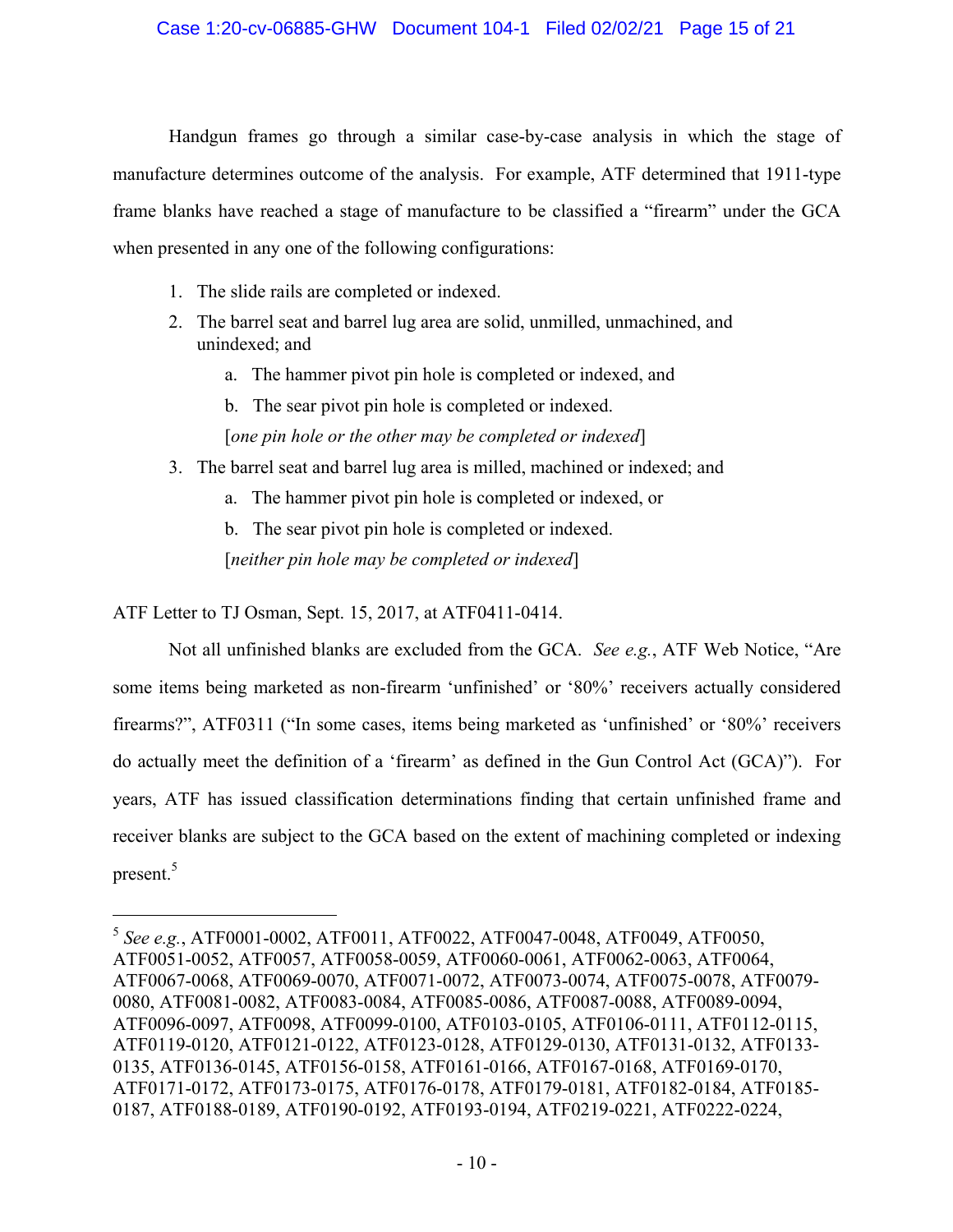Handgun frames go through a similar case-by-case analysis in which the stage of manufacture determines outcome of the analysis. For example, ATF determined that 1911-type frame blanks have reached a stage of manufacture to be classified a "firearm" under the GCA when presented in any one of the following configurations:

1. The slide rails are completed or indexed.
2. The barrel seat and barrel lug area are solid, unmilled, unmachined, and unindexed; and
   a. The hammer pivot pin hole is completed or indexed, and
   b. The sear pivot pin hole is completed or indexed.
   [*one pin hole or the other may be completed or indexed*]
3. The barrel seat and barrel lug area is milled, machined or indexed; and
   a. The hammer pivot pin hole is completed or indexed, or
   b. The sear pivot pin hole is completed or indexed.
   [*neither pin hole may be completed or indexed*]

ATF Letter to TJ Osman, Sept. 15, 2017, at ATF0411-0414.

Not all unfinished blanks are excluded from the GCA. *See e.g.*, ATF Web Notice, "Are some items being marketed as non-firearm 'unfinished' or '80%' receivers actually considered firearms?", ATF0311 ("In some cases, items being marketed as 'unfinished' or '80%' receivers do actually meet the definition of a 'firearm' as defined in the Gun Control Act (GCA)"). For years, ATF has issued classification determinations finding that certain unfinished frame and receiver blanks are subject to the GCA based on the extent of machining completed or indexing present.[5]

---

[5] *See e.g.*, ATF0001-0002, ATF0011, ATF0022, ATF0047-0048, ATF0049, ATF0050, ATF0051-0052, ATF0057, ATF0058-0059, ATF0060-0061, ATF0062-0063, ATF0064, ATF0067-0068, ATF0069-0070, ATF0071-0072, ATF0073-0074, ATF0075-0078, ATF0079-0080, ATF0081-0082, ATF0083-0084, ATF0085-0086, ATF0087-0088, ATF0089-0094, ATF0096-0097, ATF0098, ATF0099-0100, ATF0103-0105, ATF0106-0111, ATF0112-0115, ATF0119-0120, ATF0121-0122, ATF0123-0128, ATF0129-0130, ATF0131-0132, ATF0133-0135, ATF0136-0145, ATF0156-0158, ATF0161-0166, ATF0167-0168, ATF0169-0170, ATF0171-0172, ATF0173-0175, ATF0176-0178, ATF0179-0181, ATF0182-0184, ATF0185-0187, ATF0188-0189, ATF0190-0192, ATF0193-0194, ATF0219-0221, ATF0222-0224,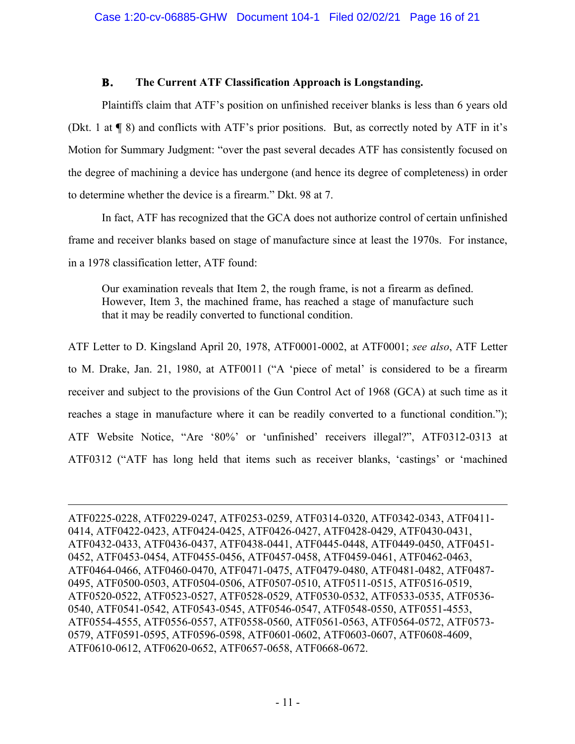### B. The Current ATF Classification Approach is Longstanding.

Plaintiffs claim that ATF's position on unfinished receiver blanks is less than 6 years old (Dkt. 1 at ¶ 8) and conflicts with ATF's prior positions. But, as correctly noted by ATF in it's Motion for Summary Judgment: "over the past several decades ATF has consistently focused on the degree of machining a device has undergone (and hence its degree of completeness) in order to determine whether the device is a firearm." Dkt. 98 at 7.

In fact, ATF has recognized that the GCA does not authorize control of certain unfinished frame and receiver blanks based on stage of manufacture since at least the 1970s. For instance, in a 1978 classification letter, ATF found:

> Our examination reveals that Item 2, the rough frame, is not a firearm as defined. However, Item 3, the machined frame, has reached a stage of manufacture such that it may be readily converted to functional condition.

ATF Letter to D. Kingsland April 20, 1978, ATF0001-0002, at ATF0001; *see also*, ATF Letter to M. Drake, Jan. 21, 1980, at ATF0011 ("A 'piece of metal' is considered to be a firearm receiver and subject to the provisions of the Gun Control Act of 1968 (GCA) at such time as it reaches a stage in manufacture where it can be readily converted to a functional condition."); ATF Website Notice, "Are '80%' or 'unfinished' receivers illegal?", ATF0312-0313 at ATF0312 ("ATF has long held that items such as receiver blanks, 'castings' or 'machined

---

ATF0225-0228, ATF0229-0247, ATF0253-0259, ATF0314-0320, ATF0342-0343, ATF0411-0414, ATF0422-0423, ATF0424-0425, ATF0426-0427, ATF0428-0429, ATF0430-0431, ATF0432-0433, ATF0436-0437, ATF0438-0441, ATF0445-0448, ATF0449-0450, ATF0451-0452, ATF0453-0454, ATF0455-0456, ATF0457-0458, ATF0459-0461, ATF0462-0463, ATF0464-0466, ATF0460-0470, ATF0471-0475, ATF0479-0480, ATF0481-0482, ATF0487-0495, ATF0500-0503, ATF0504-0506, ATF0507-0510, ATF0511-0515, ATF0516-0519, ATF0520-0522, ATF0523-0527, ATF0528-0529, ATF0530-0532, ATF0533-0535, ATF0536-0540, ATF0541-0542, ATF0543-0545, ATF0546-0547, ATF0548-0550, ATF0551-4553, ATF0554-4555, ATF0556-0557, ATF0558-0560, ATF0561-0563, ATF0564-0572, ATF0573-0579, ATF0591-0595, ATF0596-0598, ATF0601-0602, ATF0603-0607, ATF0608-4609, ATF0610-0612, ATF0620-0652, ATF0657-0658, ATF0668-0672.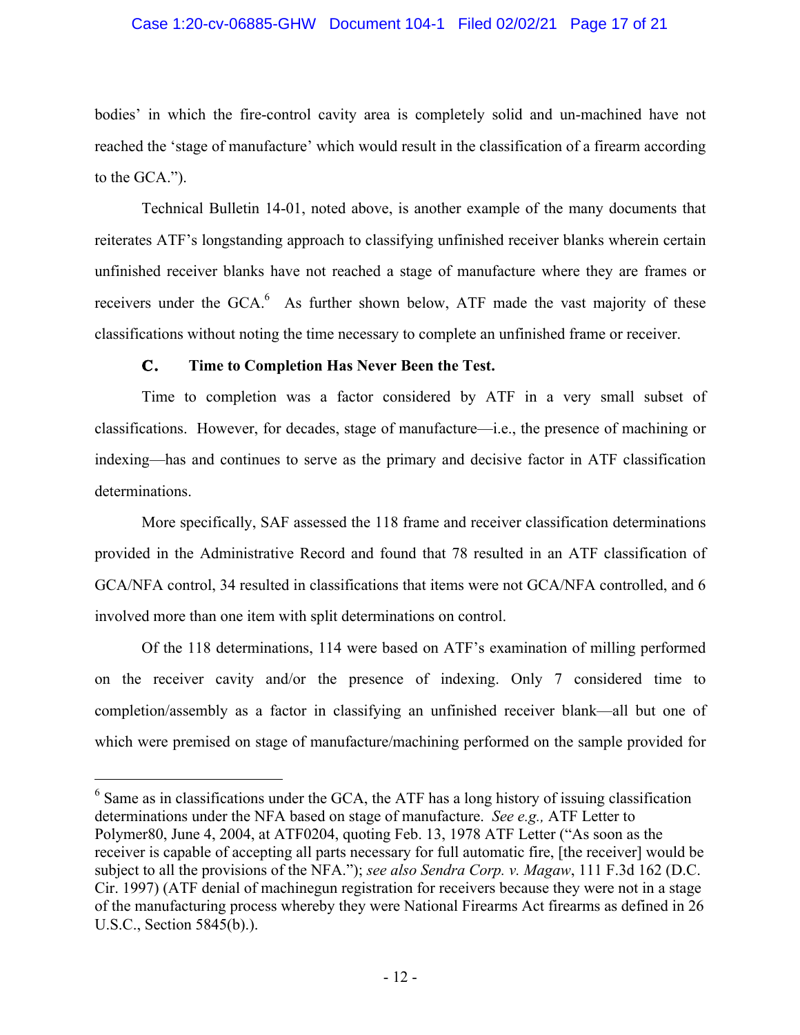bodies' in which the fire-control cavity area is completely solid and un-machined have not reached the 'stage of manufacture' which would result in the classification of a firearm according to the GCA.").

Technical Bulletin 14-01, noted above, is another example of the many documents that reiterates ATF's longstanding approach to classifying unfinished receiver blanks wherein certain unfinished receiver blanks have not reached a stage of manufacture where they are frames or receivers under the GCA.[6] As further shown below, ATF made the vast majority of these classifications without noting the time necessary to complete an unfinished frame or receiver.

### C. Time to Completion Has Never Been the Test.

Time to completion was a factor considered by ATF in a very small subset of classifications. However, for decades, stage of manufacture—i.e., the presence of machining or indexing—has and continues to serve as the primary and decisive factor in ATF classification determinations.

More specifically, SAF assessed the 118 frame and receiver classification determinations provided in the Administrative Record and found that 78 resulted in an ATF classification of GCA/NFA control, 34 resulted in classifications that items were not GCA/NFA controlled, and 6 involved more than one item with split determinations on control.

Of the 118 determinations, 114 were based on ATF's examination of milling performed on the receiver cavity and/or the presence of indexing. Only 7 considered time to completion/assembly as a factor in classifying an unfinished receiver blank—all but one of which were premised on stage of manufacture/machining performed on the sample provided for

---

[6] Same as in classifications under the GCA, the ATF has a long history of issuing classification determinations under the NFA based on stage of manufacture. *See e.g.,* ATF Letter to Polymer80, June 4, 2004, at ATF0204, quoting Feb. 13, 1978 ATF Letter ("As soon as the receiver is capable of accepting all parts necessary for full automatic fire, [the receiver] would be subject to all the provisions of the NFA."); *see also Sendra Corp. v. Magaw*, 111 F.3d 162 (D.C. Cir. 1997) (ATF denial of machinegun registration for receivers because they were not in a stage of the manufacturing process whereby they were National Firearms Act firearms as defined in 26 U.S.C., Section 5845(b).).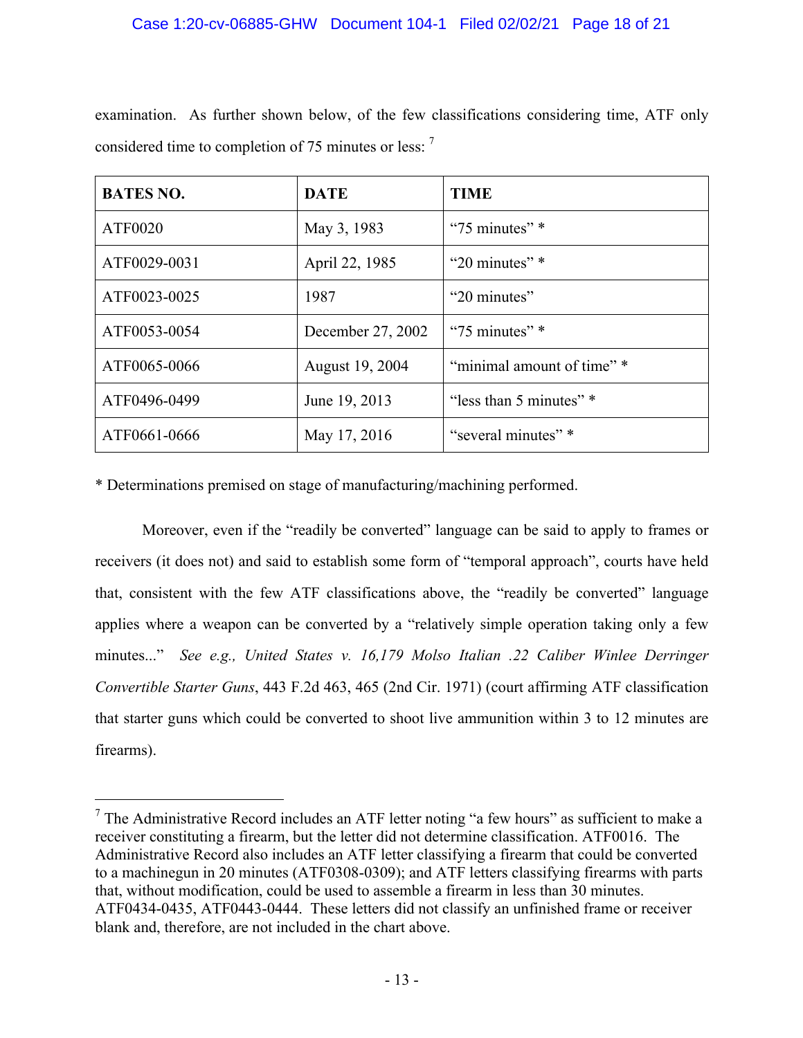examination. As further shown below, of the few classifications considering time, ATF only considered time to completion of 75 minutes or less: [7]

| BATES NO. | DATE | TIME |
|---|---|---|
| ATF0020 | May 3, 1983 | "75 minutes" * |
| ATF0029-0031 | April 22, 1985 | "20 minutes" * |
| ATF0023-0025 | 1987 | "20 minutes" |
| ATF0053-0054 | December 27, 2002 | "75 minutes" * |
| ATF0065-0066 | August 19, 2004 | "minimal amount of time" * |
| ATF0496-0499 | June 19, 2013 | "less than 5 minutes" * |
| ATF0661-0666 | May 17, 2016 | "several minutes" * |

* Determinations premised on stage of manufacturing/machining performed.

Moreover, even if the "readily be converted" language can be said to apply to frames or receivers (it does not) and said to establish some form of "temporal approach", courts have held that, consistent with the few ATF classifications above, the "readily be converted" language applies where a weapon can be converted by a "relatively simple operation taking only a few minutes..." *See e.g., United States v. 16,179 Molso Italian .22 Caliber Winlee Derringer Convertible Starter Guns*, 443 F.2d 463, 465 (2nd Cir. 1971) (court affirming ATF classification that starter guns which could be converted to shoot live ammunition within 3 to 12 minutes are firearms).

---

[7] The Administrative Record includes an ATF letter noting "a few hours" as sufficient to make a receiver constituting a firearm, but the letter did not determine classification. ATF0016. The Administrative Record also includes an ATF letter classifying a firearm that could be converted to a machinegun in 20 minutes (ATF0308-0309); and ATF letters classifying firearms with parts that, without modification, could be used to assemble a firearm in less than 30 minutes. ATF0434-0435, ATF0443-0444. These letters did not classify an unfinished frame or receiver blank and, therefore, are not included in the chart above.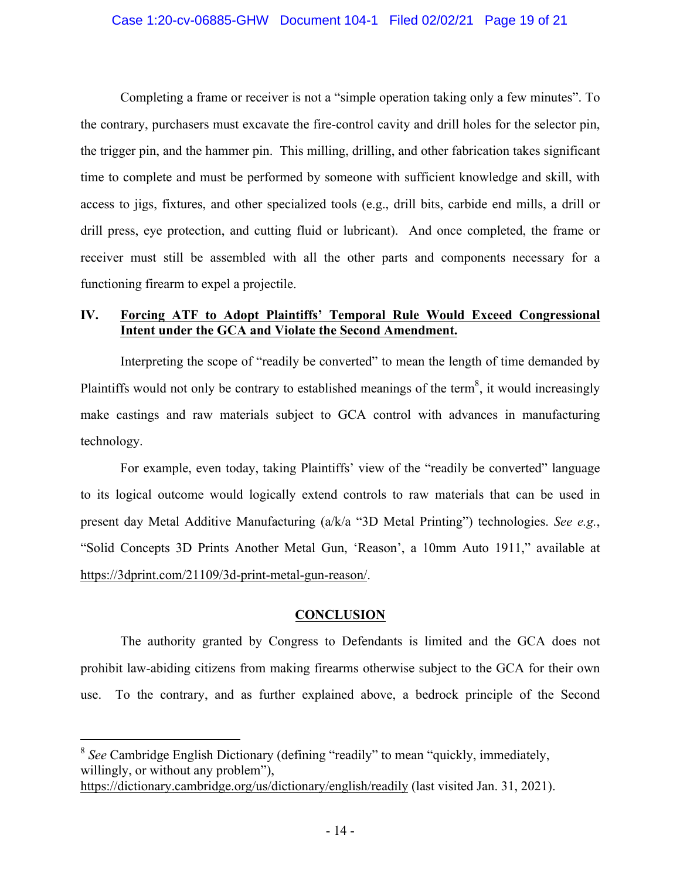Completing a frame or receiver is not a "simple operation taking only a few minutes". To the contrary, purchasers must excavate the fire-control cavity and drill holes for the selector pin, the trigger pin, and the hammer pin. This milling, drilling, and other fabrication takes significant time to complete and must be performed by someone with sufficient knowledge and skill, with access to jigs, fixtures, and other specialized tools (e.g., drill bits, carbide end mills, a drill or drill press, eye protection, and cutting fluid or lubricant). And once completed, the frame or receiver must still be assembled with all the other parts and components necessary for a functioning firearm to expel a projectile.

## IV. <u>Forcing ATF to Adopt Plaintiffs' Temporal Rule Would Exceed Congressional Intent under the GCA and Violate the Second Amendment.</u>

Interpreting the scope of "readily be converted" to mean the length of time demanded by Plaintiffs would not only be contrary to established meanings of the term[8], it would increasingly make castings and raw materials subject to GCA control with advances in manufacturing technology.

For example, even today, taking Plaintiffs' view of the "readily be converted" language to its logical outcome would logically extend controls to raw materials that can be used in present day Metal Additive Manufacturing (a/k/a "3D Metal Printing") technologies. *See e.g.*, "Solid Concepts 3D Prints Another Metal Gun, 'Reason', a 10mm Auto 1911," available at <u>https://3dprint.com/21109/3d-print-metal-gun-reason/</u>.

## <u>CONCLUSION</u>

The authority granted by Congress to Defendants is limited and the GCA does not prohibit law-abiding citizens from making firearms otherwise subject to the GCA for their own use. To the contrary, and as further explained above, a bedrock principle of the Second

---

[8] *See* Cambridge English Dictionary (defining "readily" to mean "quickly, immediately, willingly, or without any problem"), <u>https://dictionary.cambridge.org/us/dictionary/english/readily</u> (last visited Jan. 31, 2021).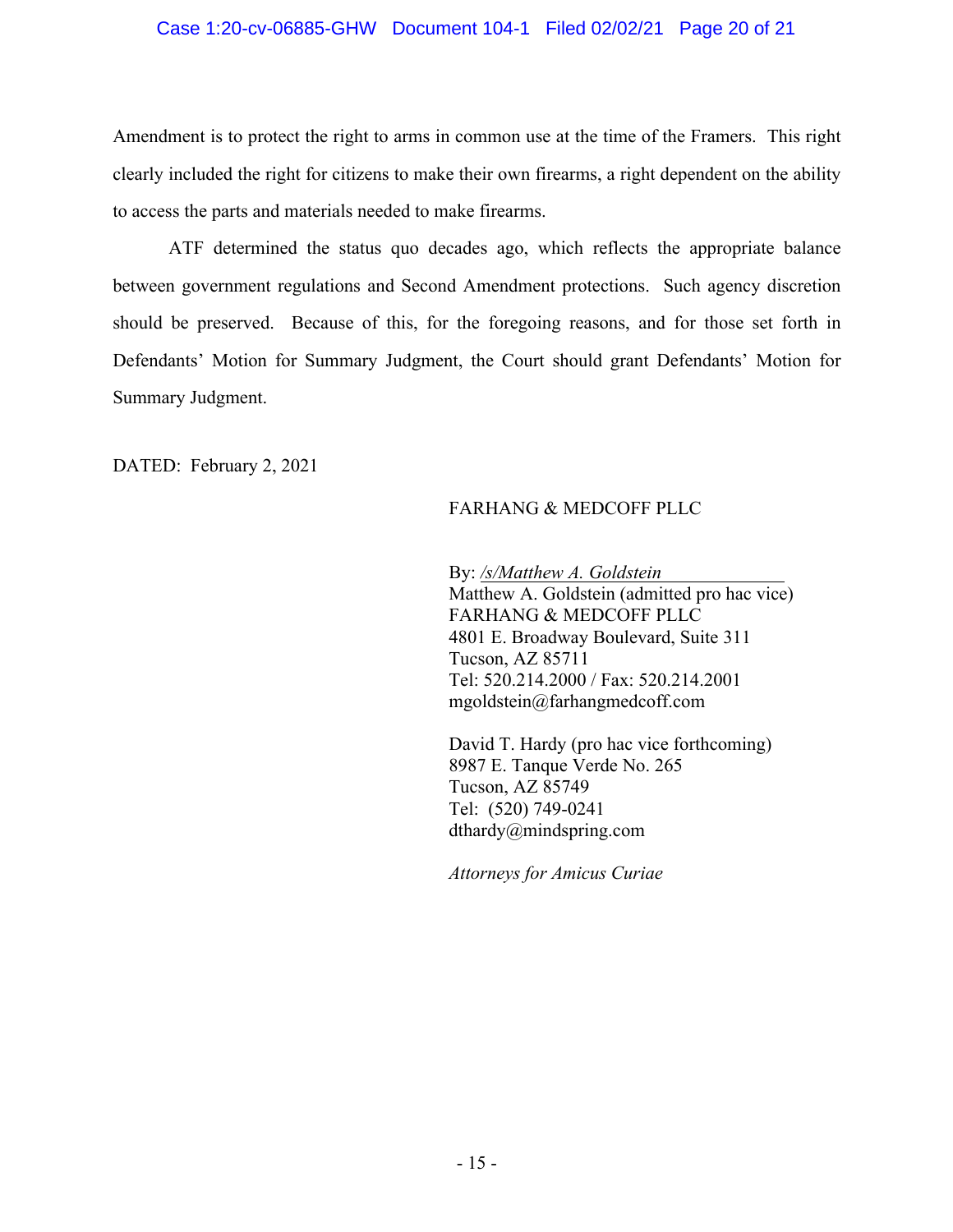Amendment is to protect the right to arms in common use at the time of the Framers. This right clearly included the right for citizens to make their own firearms, a right dependent on the ability to access the parts and materials needed to make firearms.

ATF determined the status quo decades ago, which reflects the appropriate balance between government regulations and Second Amendment protections. Such agency discretion should be preserved. Because of this, for the foregoing reasons, and for those set forth in Defendants' Motion for Summary Judgment, the Court should grant Defendants' Motion for Summary Judgment.

DATED: February 2, 2021

FARHANG & MEDCOFF PLLC

By: */s/Matthew A. Goldstein*
Matthew A. Goldstein (admitted pro hac vice)
FARHANG & MEDCOFF PLLC
4801 E. Broadway Boulevard, Suite 311
Tucson, AZ 85711
Tel: 520.214.2000 / Fax: 520.214.2001
mgoldstein@farhangmedcoff.com

David T. Hardy (pro hac vice forthcoming)
8987 E. Tanque Verde No. 265
Tucson, AZ 85749
Tel: (520) 749-0241
dthardy@mindspring.com

*Attorneys for Amicus Curiae*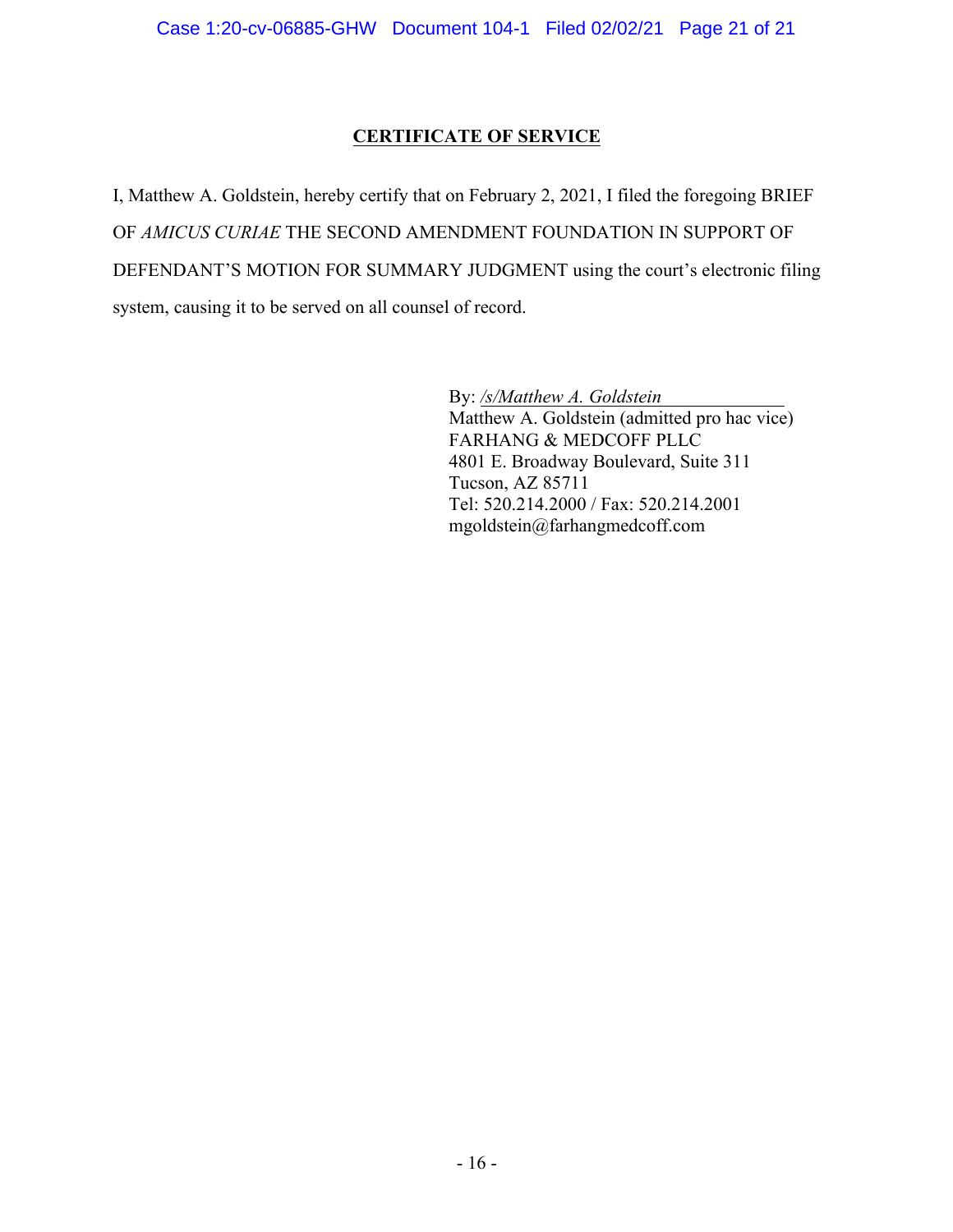**CERTIFICATE OF SERVICE**

I, Matthew A. Goldstein, hereby certify that on February 2, 2021, I filed the foregoing BRIEF OF *AMICUS CURIAE* THE SECOND AMENDMENT FOUNDATION IN SUPPORT OF DEFENDANT'S MOTION FOR SUMMARY JUDGMENT using the court's electronic filing system, causing it to be served on all counsel of record.

By: */s/Matthew A. Goldstein*
Matthew A. Goldstein (admitted pro hac vice)
FARHANG & MEDCOFF PLLC
4801 E. Broadway Boulevard, Suite 311
Tucson, AZ 85711
Tel: 520.214.2000 / Fax: 520.214.2001
mgoldstein@farhangmedcoff.com